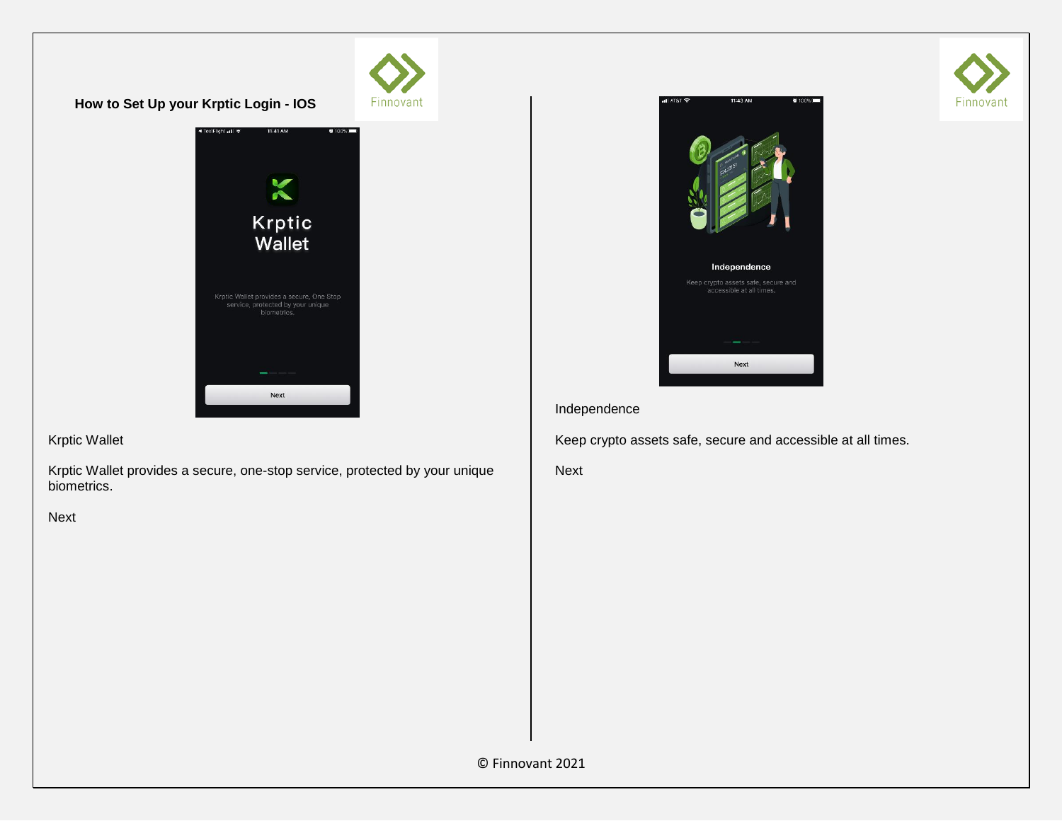**How to Set Up your Krptic Login - IOS**

Krptic Wallet

Krptic Wallet provides a secure, one-stop service, protected by your unique biometrics.

Next

Independence

Keep crypto assets safe, secure and accessible at all times.

Next

© Finnovant 2021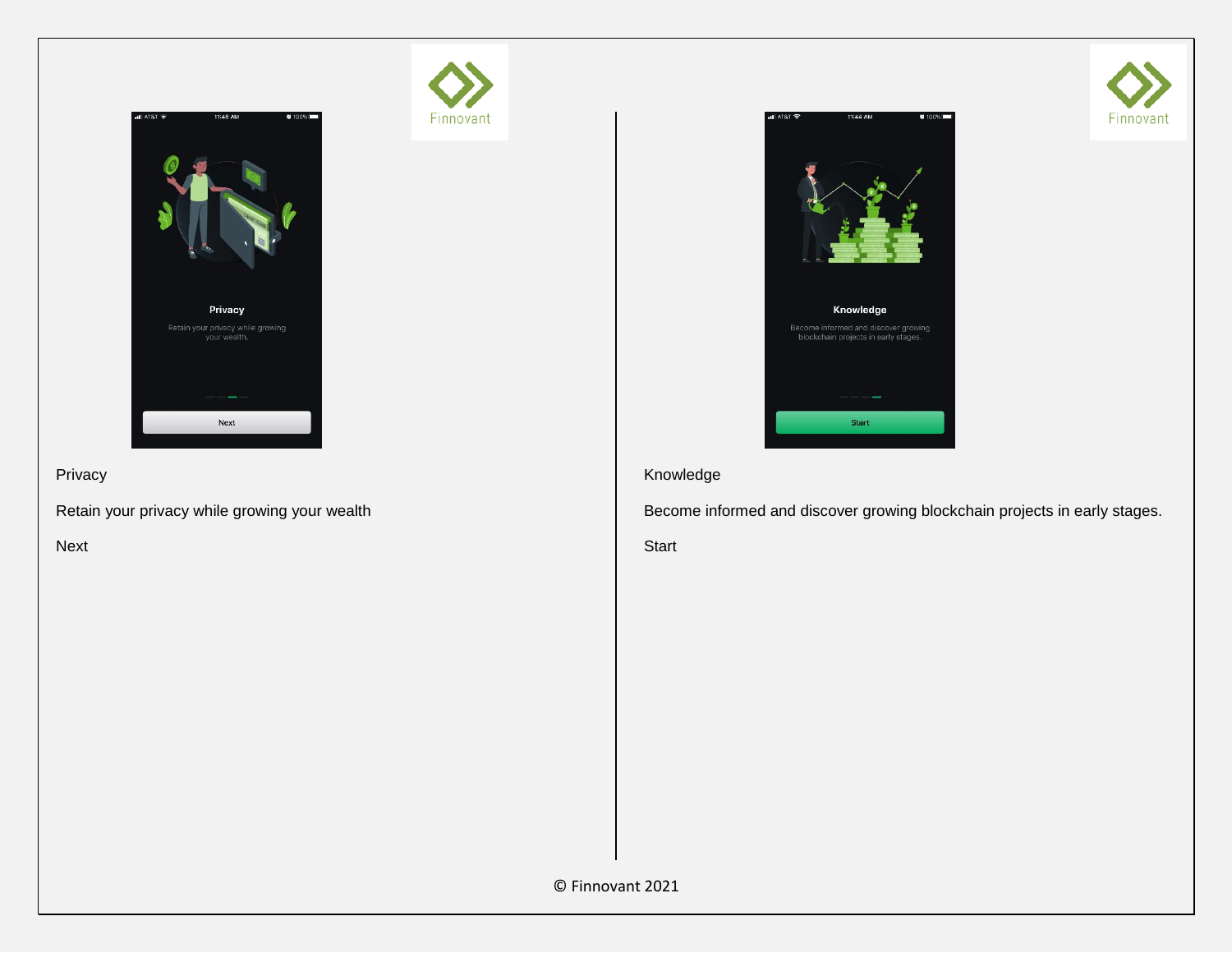Privacy

Retain your privacy while growing your wealth

Next

Knowledge

Become informed and discover growing blockchain projects in early stages.

Start

© Finnovant 2021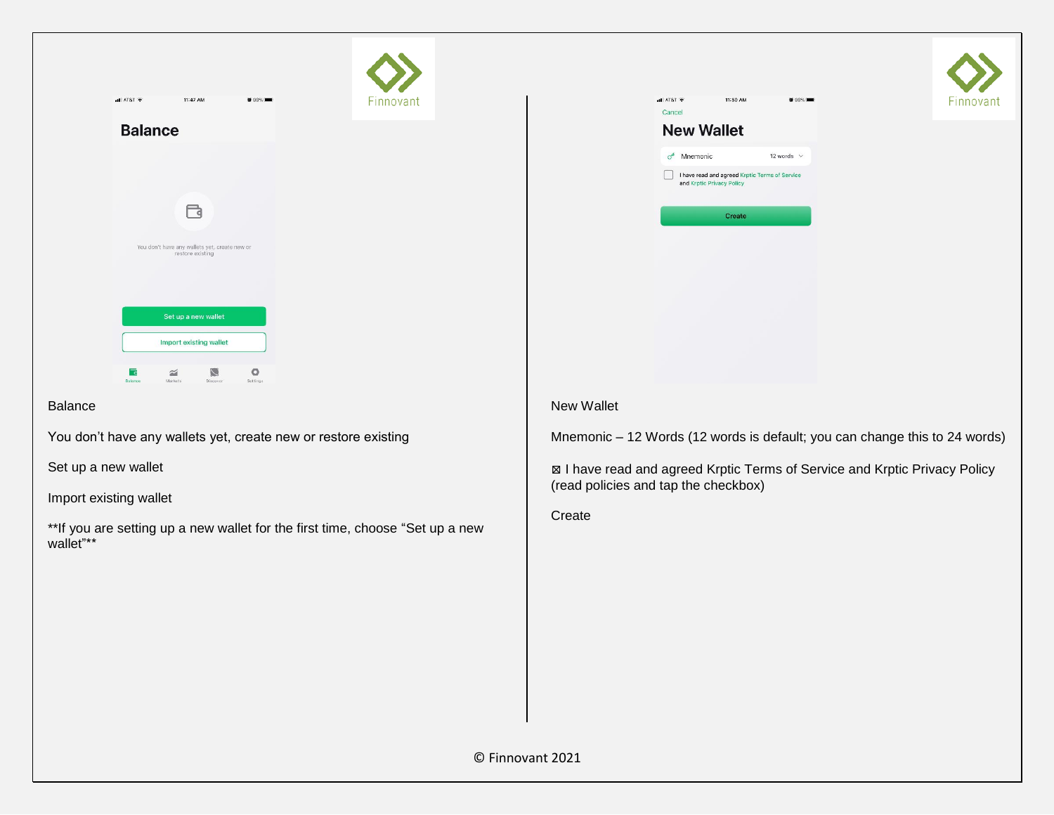Balance

You don't have any wallets yet, create new or restore existing

Set up a new wallet

Import existing wallet

**If you are setting up a new wallet for the first time, choose "Set up a new wallet"**

New Wallet

Mnemonic – 12 Words (12 words is default; you can change this to 24 words)

⊠ I have read and agreed Krptic Terms of Service and Krptic Privacy Policy (read policies and tap the checkbox)

Create

© Finnovant 2021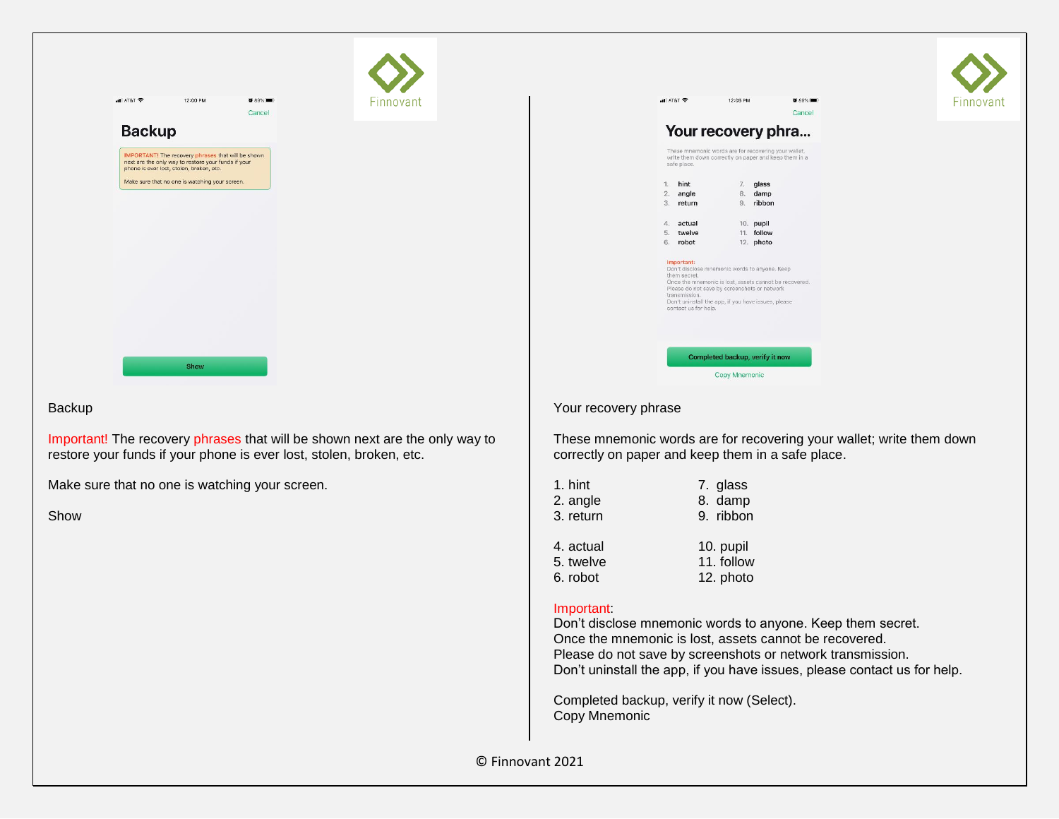Backup

Important! The recovery phrases that will be shown next are the only way to restore your funds if your phone is ever lost, stolen, broken, etc.

Make sure that no one is watching your screen.

Show

Your recovery phrase

These mnemonic words are for recovering your wallet; write them down correctly on paper and keep them in a safe place.

| | |
|---|---|
| 1. hint | 7. glass |
| 2. angle | 8. damp |
| 3. return | 9. ribbon |
| 4. actual | 10. pupil |
| 5. twelve | 11. follow |
| 6. robot | 12. photo |

Important:
Don't disclose mnemonic words to anyone. Keep them secret.
Once the mnemonic is lost, assets cannot be recovered.
Please do not save by screenshots or network transmission.
Don't uninstall the app, if you have issues, please contact us for help.

Completed backup, verify it now (Select).
Copy Mnemonic

© Finnovant 2021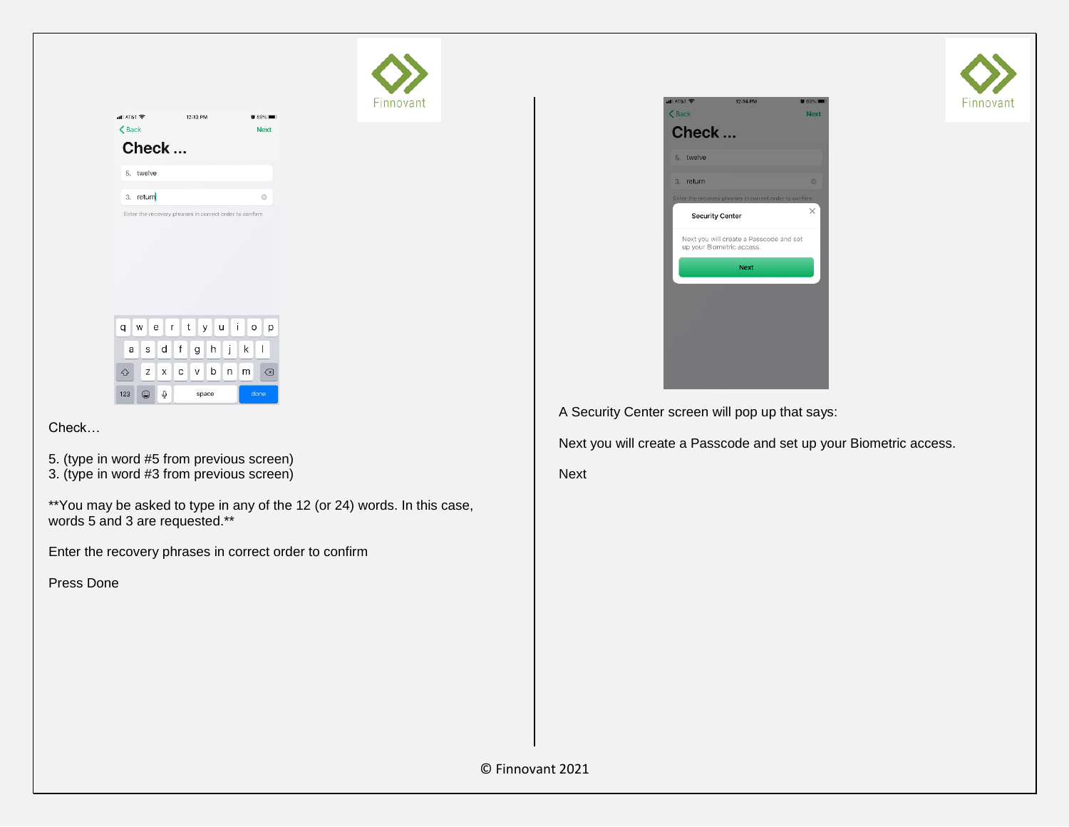Check…

5. (type in word #5 from previous screen)
3. (type in word #3 from previous screen)

**You may be asked to type in any of the 12 (or 24) words. In this case, words 5 and 3 are requested.**

Enter the recovery phrases in correct order to confirm

Press Done

A Security Center screen will pop up that says:

Next you will create a Passcode and set up your Biometric access.

Next

© Finnovant 2021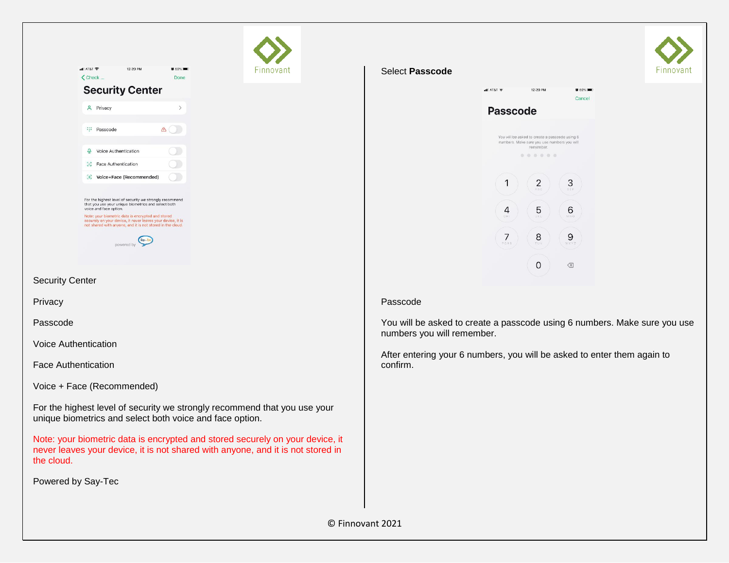Security Center

Privacy

Passcode

Voice Authentication

Face Authentication

Voice + Face (Recommended)

For the highest level of security we strongly recommend that you use your unique biometrics and select both voice and face option.

Note: your biometric data is encrypted and stored securely on your device, it never leaves your device, it is not shared with anyone, and it is not stored in the cloud.

Powered by Say-Tec

Select **Passcode**

Passcode

You will be asked to create a passcode using 6 numbers. Make sure you use numbers you will remember.

After entering your 6 numbers, you will be asked to enter them again to confirm.

© Finnovant 2021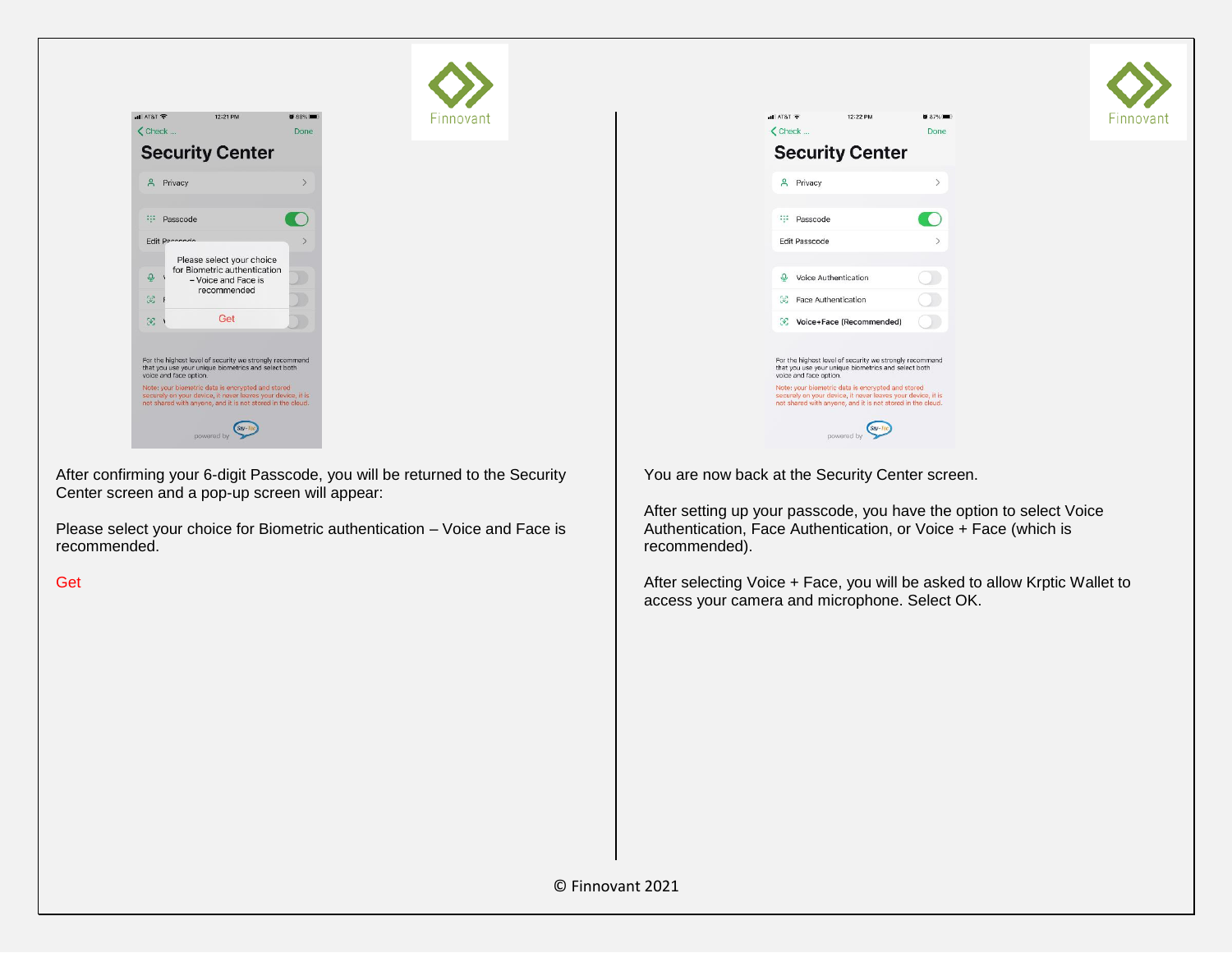After confirming your 6-digit Passcode, you will be returned to the Security Center screen and a pop-up screen will appear:

Please select your choice for Biometric authentication – Voice and Face is recommended.

Get

You are now back at the Security Center screen.

After setting up your passcode, you have the option to select Voice Authentication, Face Authentication, or Voice + Face (which is recommended).

After selecting Voice + Face, you will be asked to allow Krptic Wallet to access your camera and microphone. Select OK.

© Finnovant 2021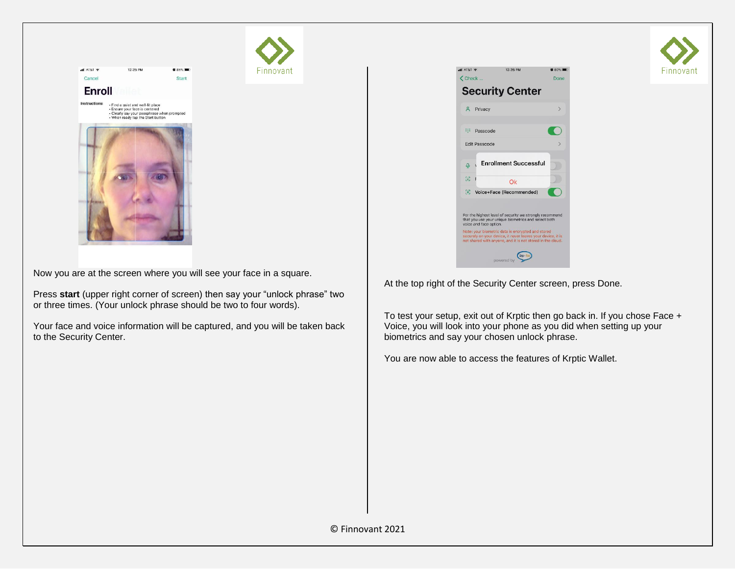Now you are at the screen where you will see your face in a square.

Press **start** (upper right corner of screen) then say your “unlock phrase” two or three times. (Your unlock phrase should be two to four words).

Your face and voice information will be captured, and you will be taken back to the Security Center.

At the top right of the Security Center screen, press Done.

To test your setup, exit out of Krptic then go back in. If you chose Face + Voice, you will look into your phone as you did when setting up your biometrics and say your chosen unlock phrase.

You are now able to access the features of Krptic Wallet.

© Finnovant 2021